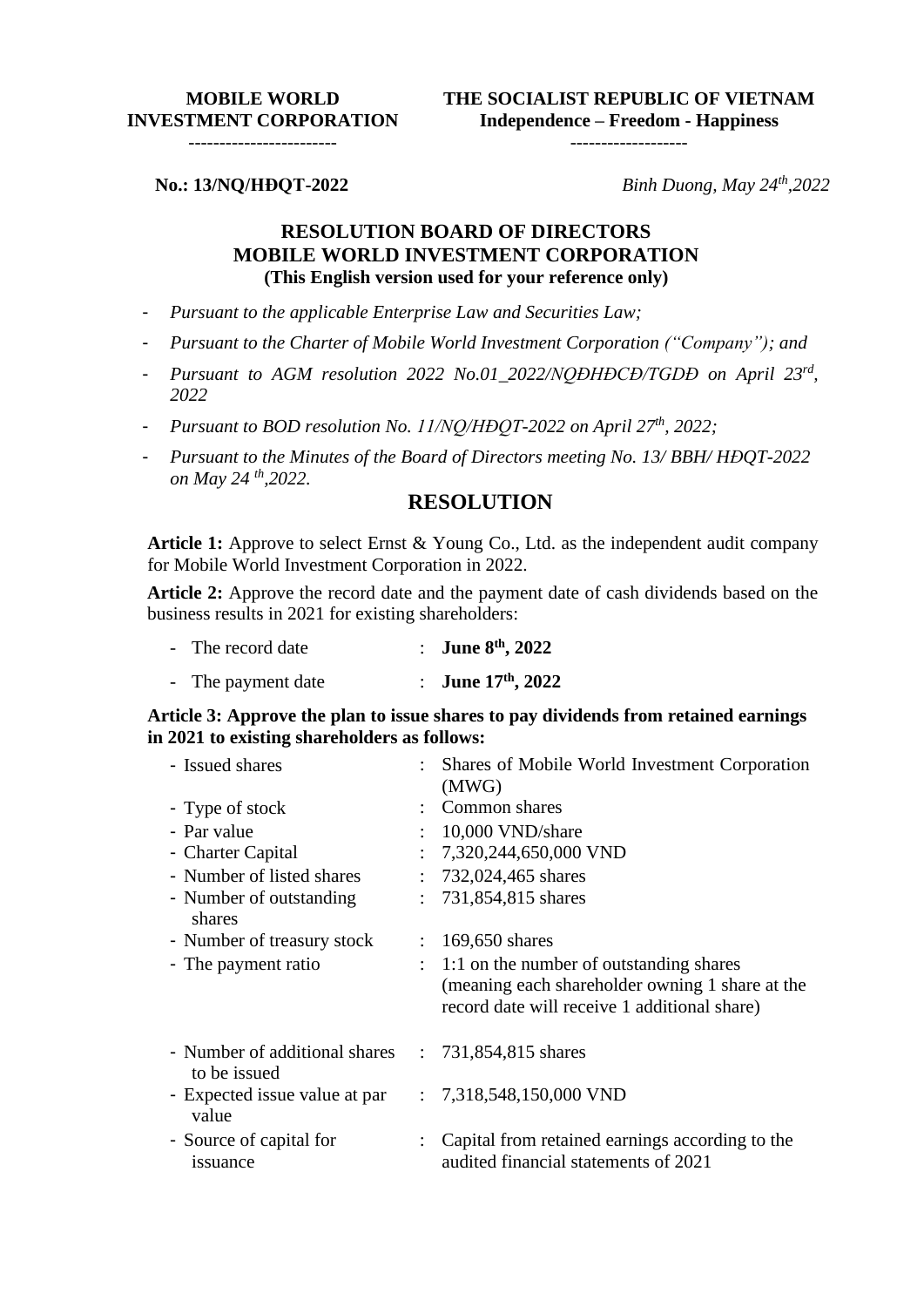**MOBILE WORLD INVESTMENT CORPORATION**
-----------------------

**THE SOCIALIST REPUBLIC OF VIETNAM**
**Independence – Freedom - Happiness**
-------------------

**No.: 13/NQ/HĐQT-2022**

*Binh Duong, May 24th,2022*

# RESOLUTION BOARD OF DIRECTORS
# MOBILE WORLD INVESTMENT CORPORATION
**(This English version used for your reference only)**

- *Pursuant to the applicable Enterprise Law and Securities Law;*
- *Pursuant to the Charter of Mobile World Investment Corporation ("Company"); and*
- *Pursuant to AGM resolution 2022 No.01_2022/NQĐHĐCĐ/TGDĐ on April 23rd, 2022*
- *Pursuant to BOD resolution No. 11/NQ/HĐQT-2022 on April 27th, 2022;*
- *Pursuant to the Minutes of the Board of Directors meeting No. 13/ BBH/ HĐQT-2022 on May 24 th,2022.*

## RESOLUTION

**Article 1:** Approve to select Ernst & Young Co., Ltd. as the independent audit company for Mobile World Investment Corporation in 2022.

**Article 2:** Approve the record date and the payment date of cash dividends based on the business results in 2021 for existing shareholders:

- The record date : **June 8th, 2022**
- The payment date : **June 17th, 2022**

**Article 3: Approve the plan to issue shares to pay dividends from retained earnings in 2021 to existing shareholders as follows:**

- Issued shares : Shares of Mobile World Investment Corporation (MWG)
- Type of stock : Common shares
- Par value : 10,000 VND/share
- Charter Capital : 7,320,244,650,000 VND
- Number of listed shares : 732,024,465 shares
- Number of outstanding shares : 731,854,815 shares
- Number of treasury stock : 169,650 shares
- The payment ratio : 1:1 on the number of outstanding shares (meaning each shareholder owning 1 share at the record date will receive 1 additional share)
- Number of additional shares to be issued : 731,854,815 shares
- Expected issue value at par value : 7,318,548,150,000 VND
- Source of capital for issuance : Capital from retained earnings according to the audited financial statements of 2021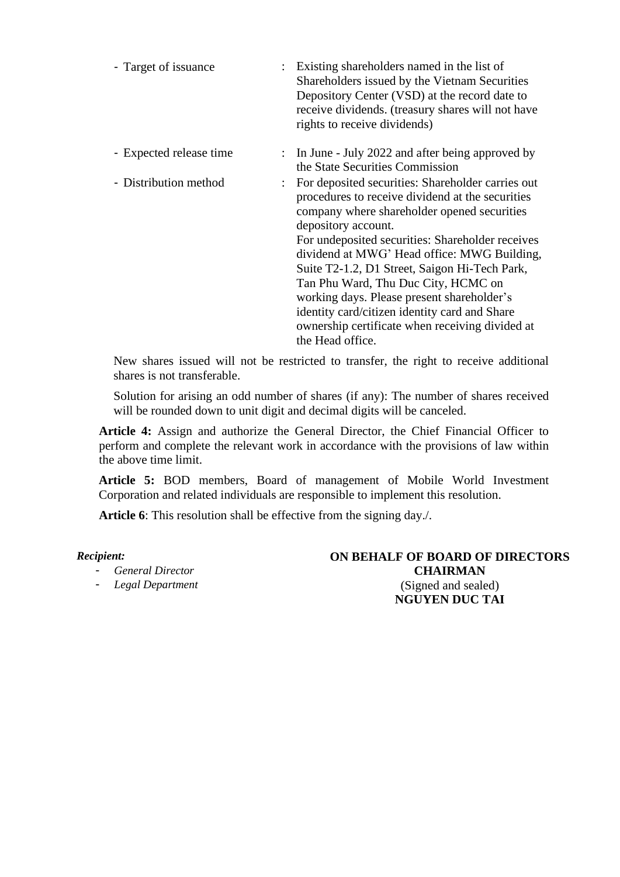- Target of issuance : Existing shareholders named in the list of Shareholders issued by the Vietnam Securities Depository Center (VSD) at the record date to receive dividends. (treasury shares will not have rights to receive dividends)
- Expected release time : In June - July 2022 and after being approved by the State Securities Commission
- Distribution method : For deposited securities: Shareholder carries out procedures to receive dividend at the securities company where shareholder opened securities depository account.
  For undeposited securities: Shareholder receives dividend at MWG' Head office: MWG Building, Suite T2-1.2, D1 Street, Saigon Hi-Tech Park, Tan Phu Ward, Thu Duc City, HCMC on working days. Please present shareholder's identity card/citizen identity card and Share ownership certificate when receiving divided at the Head office.

New shares issued will not be restricted to transfer, the right to receive additional shares is not transferable.

Solution for arising an odd number of shares (if any): The number of shares received will be rounded down to unit digit and decimal digits will be canceled.

**Article 4:** Assign and authorize the General Director, the Chief Financial Officer to perform and complete the relevant work in accordance with the provisions of law within the above time limit.

**Article 5:** BOD members, Board of management of Mobile World Investment Corporation and related individuals are responsible to implement this resolution.

**Article 6**: This resolution shall be effective from the signing day./.

***Recipient:***
- *General Director*
- *Legal Department*

**ON BEHALF OF BOARD OF DIRECTORS**
**CHAIRMAN**
(Signed and sealed)
**NGUYEN DUC TAI**